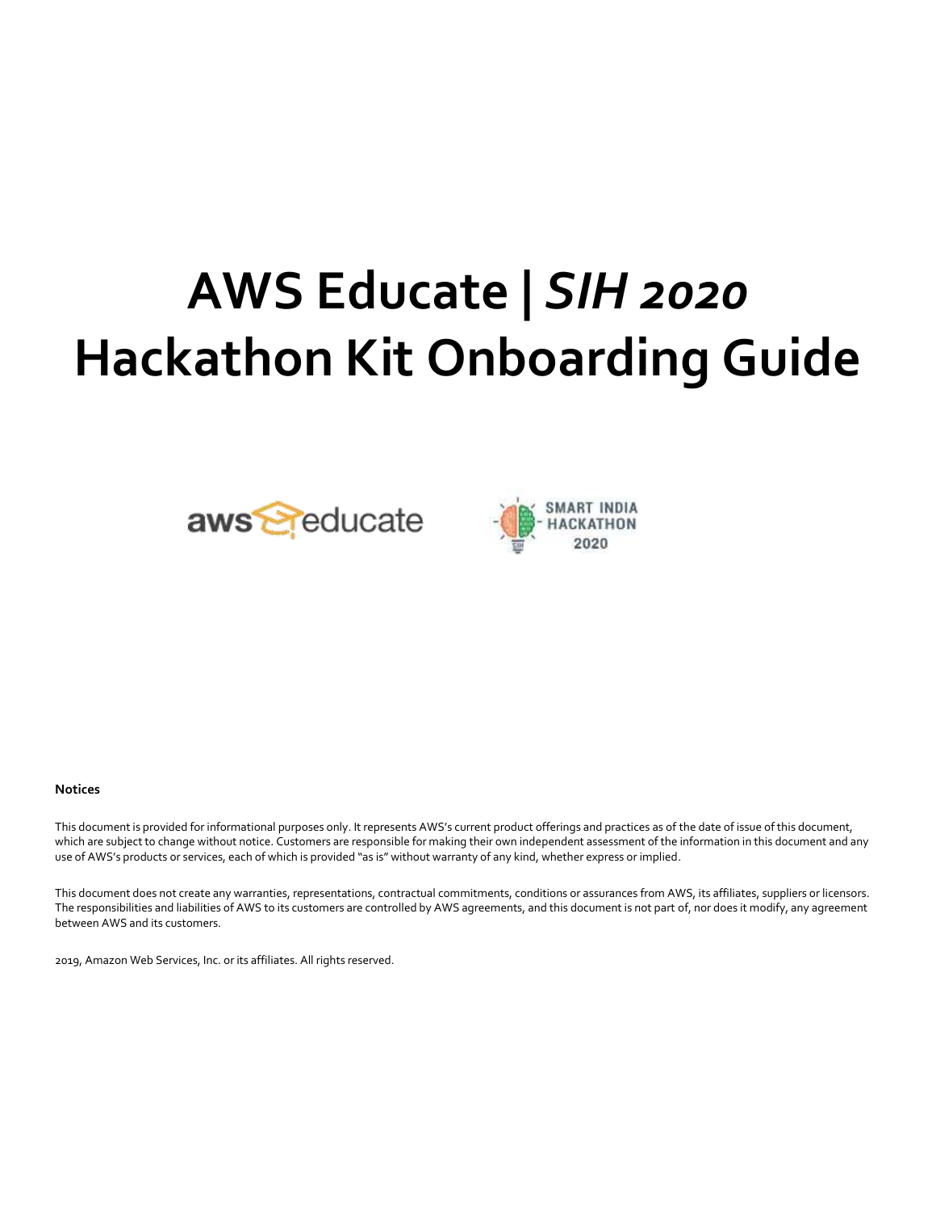# AWS Educate | *SIH 2020* Hackathon Kit Onboarding Guide

**Notices**

This document is provided for informational purposes only. It represents AWS's current product offerings and practices as of the date of issue of this document, which are subject to change without notice. Customers are responsible for making their own independent assessment of the information in this document and any use of AWS's products or services, each of which is provided "as is" without warranty of any kind, whether express or implied.

This document does not create any warranties, representations, contractual commitments, conditions or assurances from AWS, its affiliates, suppliers or licensors. The responsibilities and liabilities of AWS to its customers are controlled by AWS agreements, and this document is not part of, nor does it modify, any agreement between AWS and its customers.

2019, Amazon Web Services, Inc. or its affiliates. All rights reserved.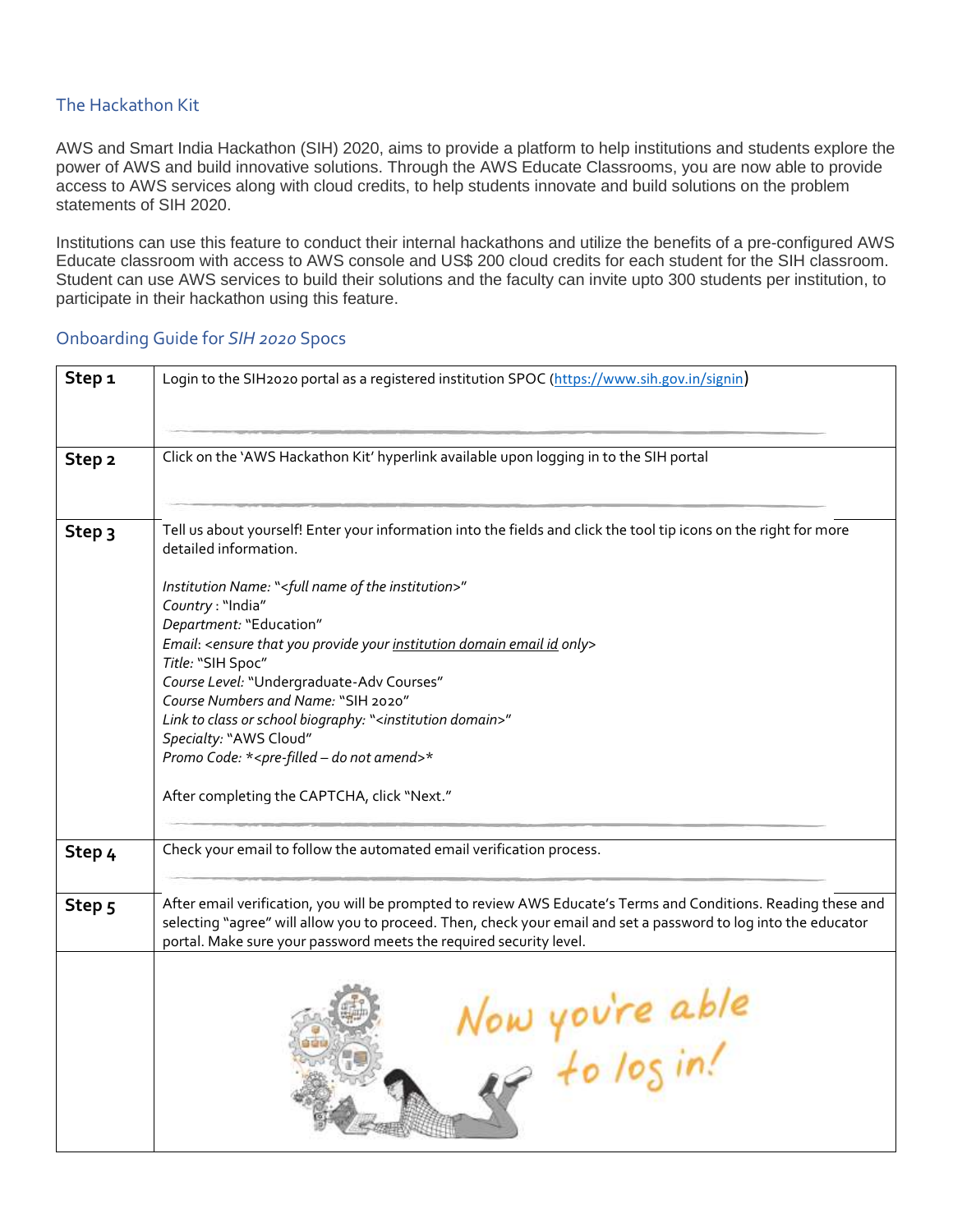## The Hackathon Kit

AWS and Smart India Hackathon (SIH) 2020, aims to provide a platform to help institutions and students explore the power of AWS and build innovative solutions. Through the AWS Educate Classrooms, you are now able to provide access to AWS services along with cloud credits, to help students innovate and build solutions on the problem statements of SIH 2020.

Institutions can use this feature to conduct their internal hackathons and utilize the benefits of a pre-configured AWS Educate classroom with access to AWS console and US$ 200 cloud credits for each student for the SIH classroom. Student can use AWS services to build their solutions and the faculty can invite upto 300 students per institution, to participate in their hackathon using this feature.

## Onboarding Guide for *SIH 2020* Spocs

| | |
|---|---|
| **Step 1** | Login to the SIH2020 portal as a registered institution SPOC (https://www.sih.gov.in/signin) |
| **Step 2** | Click on the 'AWS Hackathon Kit' hyperlink available upon logging in to the SIH portal |
| **Step 3** | Tell us about yourself! Enter your information into the fields and click the tool tip icons on the right for more detailed information.<br><br>*Institution Name:* "*<full name of the institution>*"<br>*Country* : "India"<br>*Department:* "Education"<br>*Email*: *<ensure that you provide your institution domain email id only>*<br>*Title:* "SIH Spoc"<br>*Course Level:* "Undergraduate-Adv Courses"<br>*Course Numbers and Name:* "SIH 2020"<br>*Link to class or school biography:* "*<institution domain>*"<br>*Specialty:* "AWS Cloud"<br>*Promo Code: *<pre-filled – do not amend>**<br><br>After completing the CAPTCHA, click "Next." |
| **Step 4** | Check your email to follow the automated email verification process. |
| **Step 5** | After email verification, you will be prompted to review AWS Educate's Terms and Conditions. Reading these and selecting "agree" will allow you to proceed. Then, check your email and set a password to log into the educator portal. Make sure your password meets the required security level. |
| | Now you're able to log in! |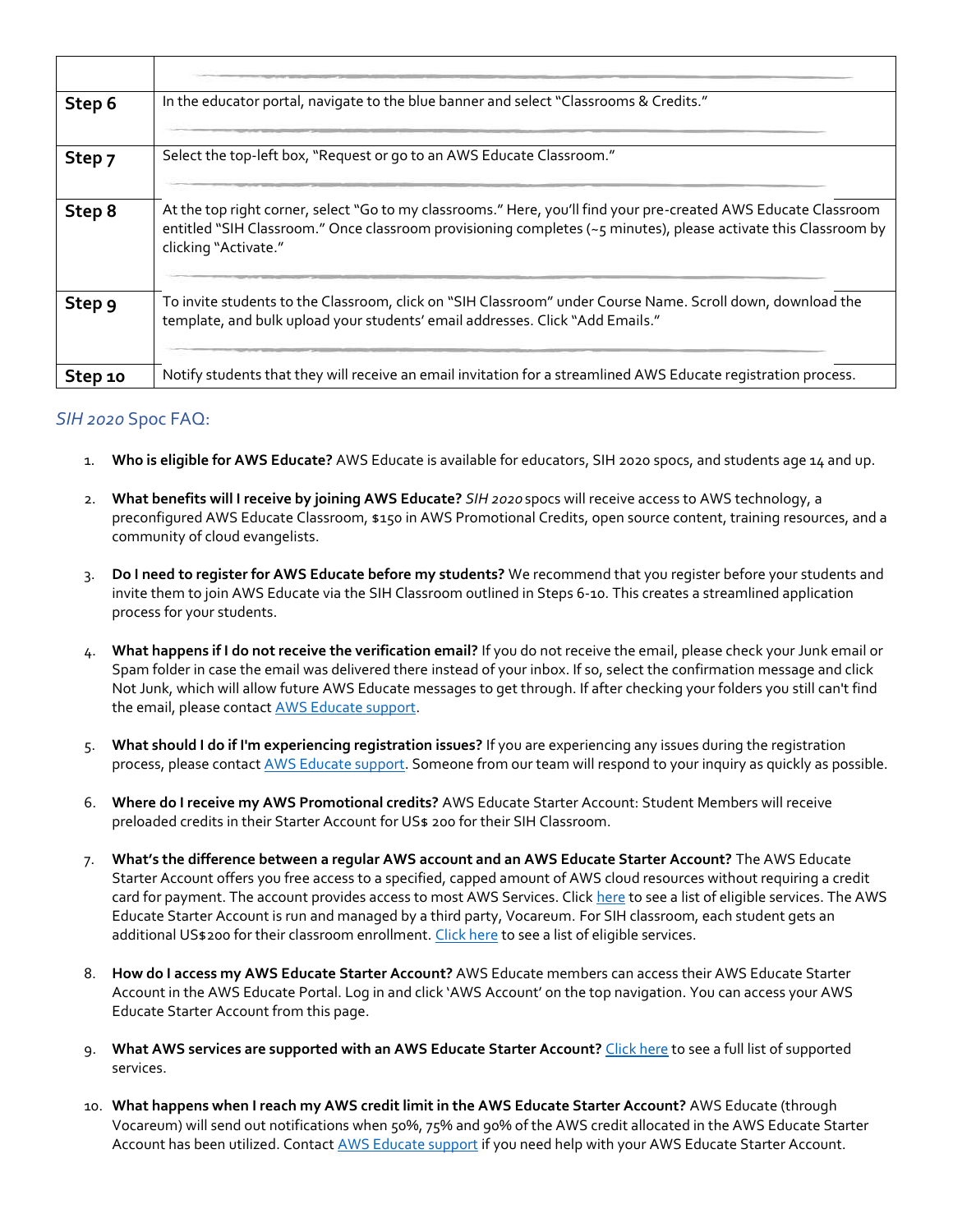| | |
|---|---|
| Step 6 | In the educator portal, navigate to the blue banner and select "Classrooms & Credits." |
| Step 7 | Select the top-left box, "Request or go to an AWS Educate Classroom." |
| Step 8 | At the top right corner, select "Go to my classrooms." Here, you'll find your pre-created AWS Educate Classroom entitled "SIH Classroom." Once classroom provisioning completes (~5 minutes), please activate this Classroom by clicking "Activate." |
| Step 9 | To invite students to the Classroom, click on "SIH Classroom" under Course Name. Scroll down, download the template, and bulk upload your students' email addresses. Click "Add Emails." |
| Step 10 | Notify students that they will receive an email invitation for a streamlined AWS Educate registration process. |

## *SIH 2020* Spoc FAQ:

1. **Who is eligible for AWS Educate?** AWS Educate is available for educators, SIH 2020 spocs, and students age 14 and up.

2. **What benefits will I receive by joining AWS Educate?** *SIH 2020* spocs will receive access to AWS technology, a preconfigured AWS Educate Classroom, $150 in AWS Promotional Credits, open source content, training resources, and a community of cloud evangelists.

3. **Do I need to register for AWS Educate before my students?** We recommend that you register before your students and invite them to join AWS Educate via the SIH Classroom outlined in Steps 6-10. This creates a streamlined application process for your students.

4. **What happens if I do not receive the verification email?** If you do not receive the email, please check your Junk email or Spam folder in case the email was delivered there instead of your inbox. If so, select the confirmation message and click Not Junk, which will allow future AWS Educate messages to get through. If after checking your folders you still can't find the email, please contact AWS Educate support.

5. **What should I do if I'm experiencing registration issues?** If you are experiencing any issues during the registration process, please contact AWS Educate support. Someone from our team will respond to your inquiry as quickly as possible.

6. **Where do I receive my AWS Promotional credits?** AWS Educate Starter Account: Student Members will receive preloaded credits in their Starter Account for US$ 200 for their SIH Classroom.

7. **What's the difference between a regular AWS account and an AWS Educate Starter Account?** The AWS Educate Starter Account offers you free access to a specified, capped amount of AWS cloud resources without requiring a credit card for payment. The account provides access to most AWS Services. Click here to see a list of eligible services. The AWS Educate Starter Account is run and managed by a third party, Vocareum. For SIH classroom, each student gets an additional US$200 for their classroom enrollment. Click here to see a list of eligible services.

8. **How do I access my AWS Educate Starter Account?** AWS Educate members can access their AWS Educate Starter Account in the AWS Educate Portal. Log in and click 'AWS Account' on the top navigation. You can access your AWS Educate Starter Account from this page.

9. **What AWS services are supported with an AWS Educate Starter Account?** Click here to see a full list of supported services.

10. **What happens when I reach my AWS credit limit in the AWS Educate Starter Account?** AWS Educate (through Vocareum) will send out notifications when 50%, 75% and 90% of the AWS credit allocated in the AWS Educate Starter Account has been utilized. Contact AWS Educate support if you need help with your AWS Educate Starter Account.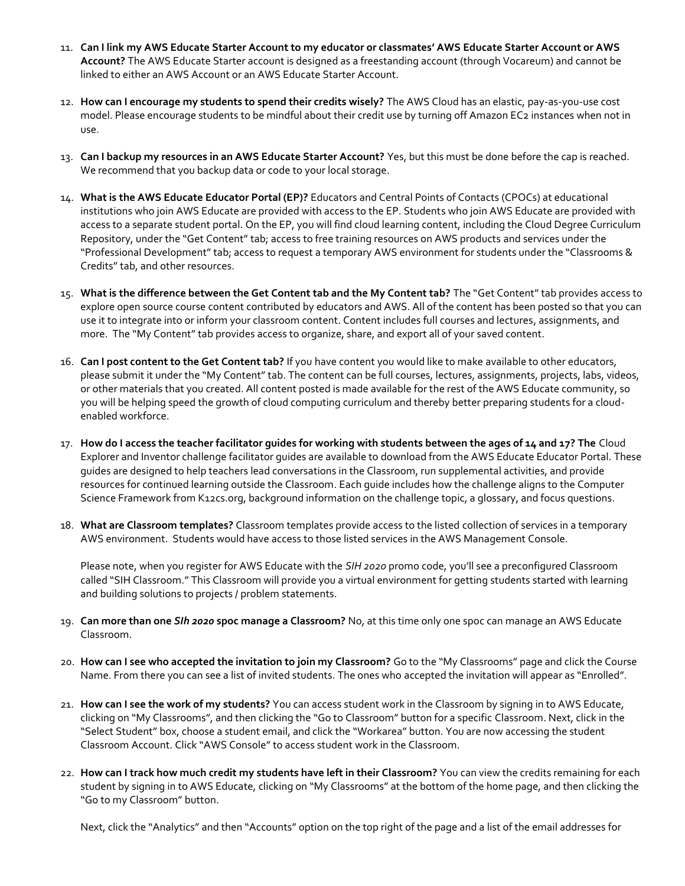11. **Can I link my AWS Educate Starter Account to my educator or classmates' AWS Educate Starter Account or AWS Account?** The AWS Educate Starter account is designed as a freestanding account (through Vocareum) and cannot be linked to either an AWS Account or an AWS Educate Starter Account.

12. **How can I encourage my students to spend their credits wisely?** The AWS Cloud has an elastic, pay-as-you-use cost model. Please encourage students to be mindful about their credit use by turning off Amazon EC2 instances when not in use.

13. **Can I backup my resources in an AWS Educate Starter Account?** Yes, but this must be done before the cap is reached. We recommend that you backup data or code to your local storage.

14. **What is the AWS Educate Educator Portal (EP)?** Educators and Central Points of Contacts (CPOCs) at educational institutions who join AWS Educate are provided with access to the EP. Students who join AWS Educate are provided with access to a separate student portal. On the EP, you will find cloud learning content, including the Cloud Degree Curriculum Repository, under the "Get Content" tab; access to free training resources on AWS products and services under the "Professional Development" tab; access to request a temporary AWS environment for students under the "Classrooms & Credits" tab, and other resources.

15. **What is the difference between the Get Content tab and the My Content tab?** The "Get Content" tab provides access to explore open source course content contributed by educators and AWS. All of the content has been posted so that you can use it to integrate into or inform your classroom content. Content includes full courses and lectures, assignments, and more. The "My Content" tab provides access to organize, share, and export all of your saved content.

16. **Can I post content to the Get Content tab?** If you have content you would like to make available to other educators, please submit it under the "My Content" tab. The content can be full courses, lectures, assignments, projects, labs, videos, or other materials that you created. All content posted is made available for the rest of the AWS Educate community, so you will be helping speed the growth of cloud computing curriculum and thereby better preparing students for a cloud-enabled workforce.

17. **How do I access the teacher facilitator guides for working with students between the ages of 14 and 17? The** Cloud Explorer and Inventor challenge facilitator guides are available to download from the AWS Educate Educator Portal. These guides are designed to help teachers lead conversations in the Classroom, run supplemental activities, and provide resources for continued learning outside the Classroom. Each guide includes how the challenge aligns to the Computer Science Framework from K12cs.org, background information on the challenge topic, a glossary, and focus questions.

18. **What are Classroom templates?** Classroom templates provide access to the listed collection of services in a temporary AWS environment. Students would have access to those listed services in the AWS Management Console.

    Please note, when you register for AWS Educate with the *SIH 2020* promo code, you'll see a preconfigured Classroom called "SIH Classroom." This Classroom will provide you a virtual environment for getting students started with learning and building solutions to projects / problem statements.

19. **Can more than one *SIh 2020* spoc manage a Classroom?** No, at this time only one spoc can manage an AWS Educate Classroom.

20. **How can I see who accepted the invitation to join my Classroom?** Go to the "My Classrooms" page and click the Course Name. From there you can see a list of invited students. The ones who accepted the invitation will appear as "Enrolled".

21. **How can I see the work of my students?** You can access student work in the Classroom by signing in to AWS Educate, clicking on "My Classrooms", and then clicking the "Go to Classroom" button for a specific Classroom. Next, click in the "Select Student" box, choose a student email, and click the "Workarea" button. You are now accessing the student Classroom Account. Click "AWS Console" to access student work in the Classroom.

22. **How can I track how much credit my students have left in their Classroom?** You can view the credits remaining for each student by signing in to AWS Educate, clicking on "My Classrooms" at the bottom of the home page, and then clicking the "Go to my Classroom" button.

    Next, click the "Analytics" and then "Accounts" option on the top right of the page and a list of the email addresses for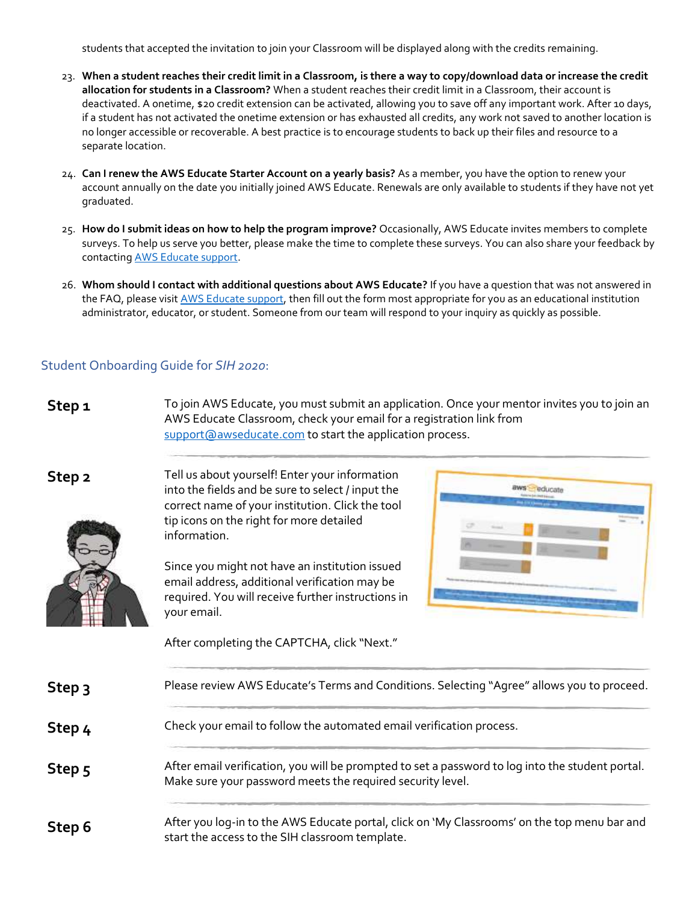students that accepted the invitation to join your Classroom will be displayed along with the credits remaining.

23. **When a student reaches their credit limit in a Classroom, is there a way to copy/download data or increase the credit allocation for students in a Classroom?** When a student reaches their credit limit in a Classroom, their account is deactivated. A onetime, $20 credit extension can be activated, allowing you to save off any important work. After 10 days, if a student has not activated the onetime extension or has exhausted all credits, any work not saved to another location is no longer accessible or recoverable. A best practice is to encourage students to back up their files and resource to a separate location.

24. **Can I renew the AWS Educate Starter Account on a yearly basis?** As a member, you have the option to renew your account annually on the date you initially joined AWS Educate. Renewals are only available to students if they have not yet graduated.

25. **How do I submit ideas on how to help the program improve?** Occasionally, AWS Educate invites members to complete surveys. To help us serve you better, please make the time to complete these surveys. You can also share your feedback by contacting AWS Educate support.

26. **Whom should I contact with additional questions about AWS Educate?** If you have a question that was not answered in the FAQ, please visit AWS Educate support, then fill out the form most appropriate for you as an educational institution administrator, educator, or student. Someone from our team will respond to your inquiry as quickly as possible.

## Student Onboarding Guide for *SIH 2020*:

**Step 1**

To join AWS Educate, you must submit an application. Once your mentor invites you to join an AWS Educate Classroom, check your email for a registration link from support@awseducate.com to start the application process.

**Step 2**

Tell us about yourself! Enter your information into the fields and be sure to select / input the correct name of your institution. Click the tool tip icons on the right for more detailed information.

Since you might not have an institution issued email address, additional verification may be required. You will receive further instructions in your email.

After completing the CAPTCHA, click "Next."

**Step 3**

Please review AWS Educate's Terms and Conditions. Selecting "Agree" allows you to proceed.

**Step 4**

Check your email to follow the automated email verification process.

**Step 5**

After email verification, you will be prompted to set a password to log into the student portal. Make sure your password meets the required security level.

**Step 6**

After you log-in to the AWS Educate portal, click on 'My Classrooms' on the top menu bar and start the access to the SIH classroom template.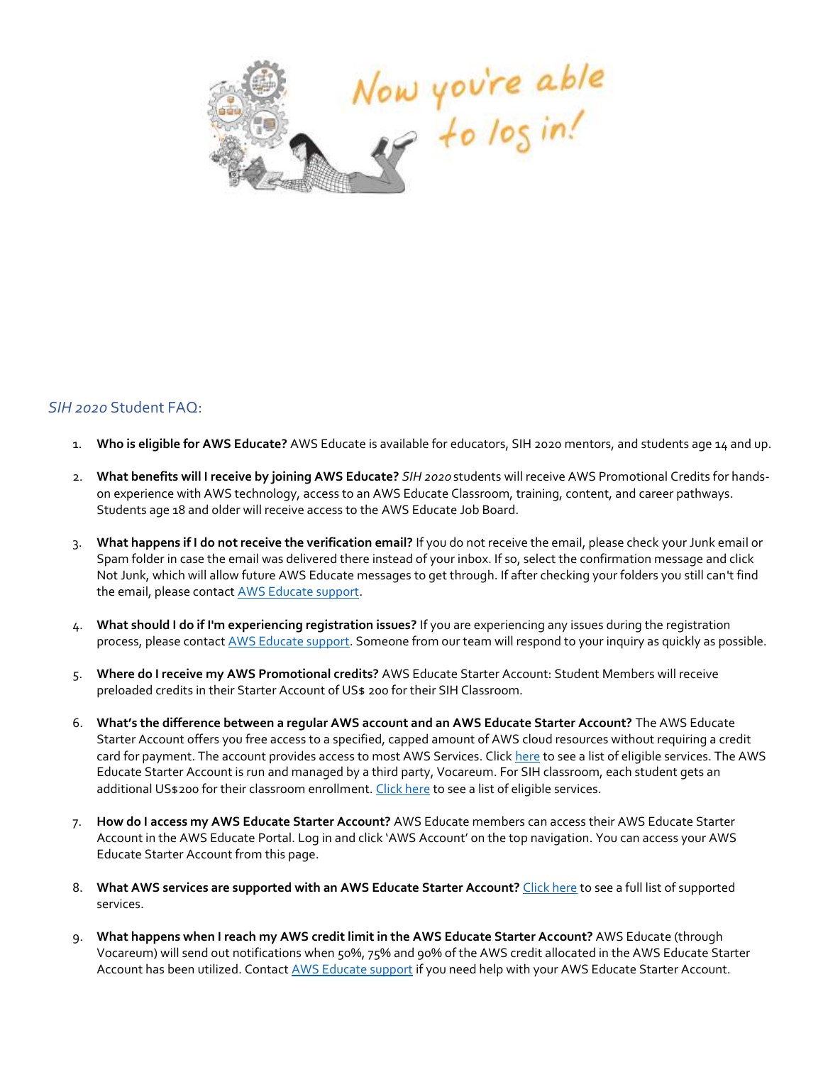## *SIH 2020* Student FAQ:

1. **Who is eligible for AWS Educate?** AWS Educate is available for educators, SIH 2020 mentors, and students age 14 and up.

2. **What benefits will I receive by joining AWS Educate?** *SIH 2020* students will receive AWS Promotional Credits for hands-on experience with AWS technology, access to an AWS Educate Classroom, training, content, and career pathways. Students age 18 and older will receive access to the AWS Educate Job Board.

3. **What happens if I do not receive the verification email?** If you do not receive the email, please check your Junk email or Spam folder in case the email was delivered there instead of your inbox. If so, select the confirmation message and click Not Junk, which will allow future AWS Educate messages to get through. If after checking your folders you still can't find the email, please contact [AWS Educate support](#).

4. **What should I do if I'm experiencing registration issues?** If you are experiencing any issues during the registration process, please contact [AWS Educate support](#). Someone from our team will respond to your inquiry as quickly as possible.

5. **Where do I receive my AWS Promotional credits?** AWS Educate Starter Account: Student Members will receive preloaded credits in their Starter Account of US$ 200 for their SIH Classroom.

6. **What's the difference between a regular AWS account and an AWS Educate Starter Account?** The AWS Educate Starter Account offers you free access to a specified, capped amount of AWS cloud resources without requiring a credit card for payment. The account provides access to most AWS Services. Click [here](#) to see a list of eligible services. The AWS Educate Starter Account is run and managed by a third party, Vocareum. For SIH classroom, each student gets an additional US$200 for their classroom enrollment. [Click here](#) to see a list of eligible services.

7. **How do I access my AWS Educate Starter Account?** AWS Educate members can access their AWS Educate Starter Account in the AWS Educate Portal. Log in and click 'AWS Account' on the top navigation. You can access your AWS Educate Starter Account from this page.

8. **What AWS services are supported with an AWS Educate Starter Account?** [Click here](#) to see a full list of supported services.

9. **What happens when I reach my AWS credit limit in the AWS Educate Starter Account?** AWS Educate (through Vocareum) will send out notifications when 50%, 75% and 90% of the AWS credit allocated in the AWS Educate Starter Account has been utilized. Contact [AWS Educate support](#) if you need help with your AWS Educate Starter Account.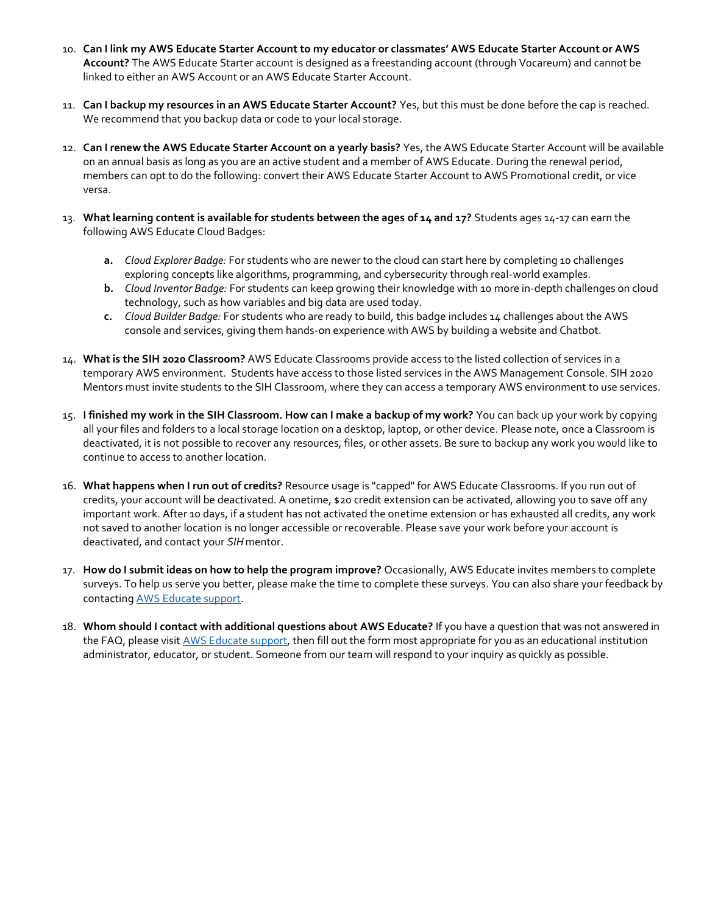10. **Can I link my AWS Educate Starter Account to my educator or classmates' AWS Educate Starter Account or AWS Account?** The AWS Educate Starter account is designed as a freestanding account (through Vocareum) and cannot be linked to either an AWS Account or an AWS Educate Starter Account.

11. **Can I backup my resources in an AWS Educate Starter Account?** Yes, but this must be done before the cap is reached. We recommend that you backup data or code to your local storage.

12. **Can I renew the AWS Educate Starter Account on a yearly basis?** Yes, the AWS Educate Starter Account will be available on an annual basis as long as you are an active student and a member of AWS Educate. During the renewal period, members can opt to do the following: convert their AWS Educate Starter Account to AWS Promotional credit, or vice versa.

13. **What learning content is available for students between the ages of 14 and 17?** Students ages 14-17 can earn the following AWS Educate Cloud Badges:

    a. *Cloud Explorer Badge:* For students who are newer to the cloud can start here by completing 10 challenges exploring concepts like algorithms, programming, and cybersecurity through real-world examples.
    b. *Cloud Inventor Badge:* For students can keep growing their knowledge with 10 more in-depth challenges on cloud technology, such as how variables and big data are used today.
    c. *Cloud Builder Badge:* For students who are ready to build, this badge includes 14 challenges about the AWS console and services, giving them hands-on experience with AWS by building a website and Chatbot.

14. **What is the SIH 2020 Classroom?** AWS Educate Classrooms provide access to the listed collection of services in a temporary AWS environment. Students have access to those listed services in the AWS Management Console. SIH 2020 Mentors must invite students to the SIH Classroom, where they can access a temporary AWS environment to use services.

15. **I finished my work in the SIH Classroom. How can I make a backup of my work?** You can back up your work by copying all your files and folders to a local storage location on a desktop, laptop, or other device. Please note, once a Classroom is deactivated, it is not possible to recover any resources, files, or other assets. Be sure to backup any work you would like to continue to access to another location.

16. **What happens when I run out of credits?** Resource usage is "capped" for AWS Educate Classrooms. If you run out of credits, your account will be deactivated. A onetime, $20 credit extension can be activated, allowing you to save off any important work. After 10 days, if a student has not activated the onetime extension or has exhausted all credits, any work not saved to another location is no longer accessible or recoverable. Please save your work before your account is deactivated, and contact your *SIH* mentor.

17. **How do I submit ideas on how to help the program improve?** Occasionally, AWS Educate invites members to complete surveys. To help us serve you better, please make the time to complete these surveys. You can also share your feedback by contacting AWS Educate support.

18. **Whom should I contact with additional questions about AWS Educate?** If you have a question that was not answered in the FAQ, please visit AWS Educate support, then fill out the form most appropriate for you as an educational institution administrator, educator, or student. Someone from our team will respond to your inquiry as quickly as possible.